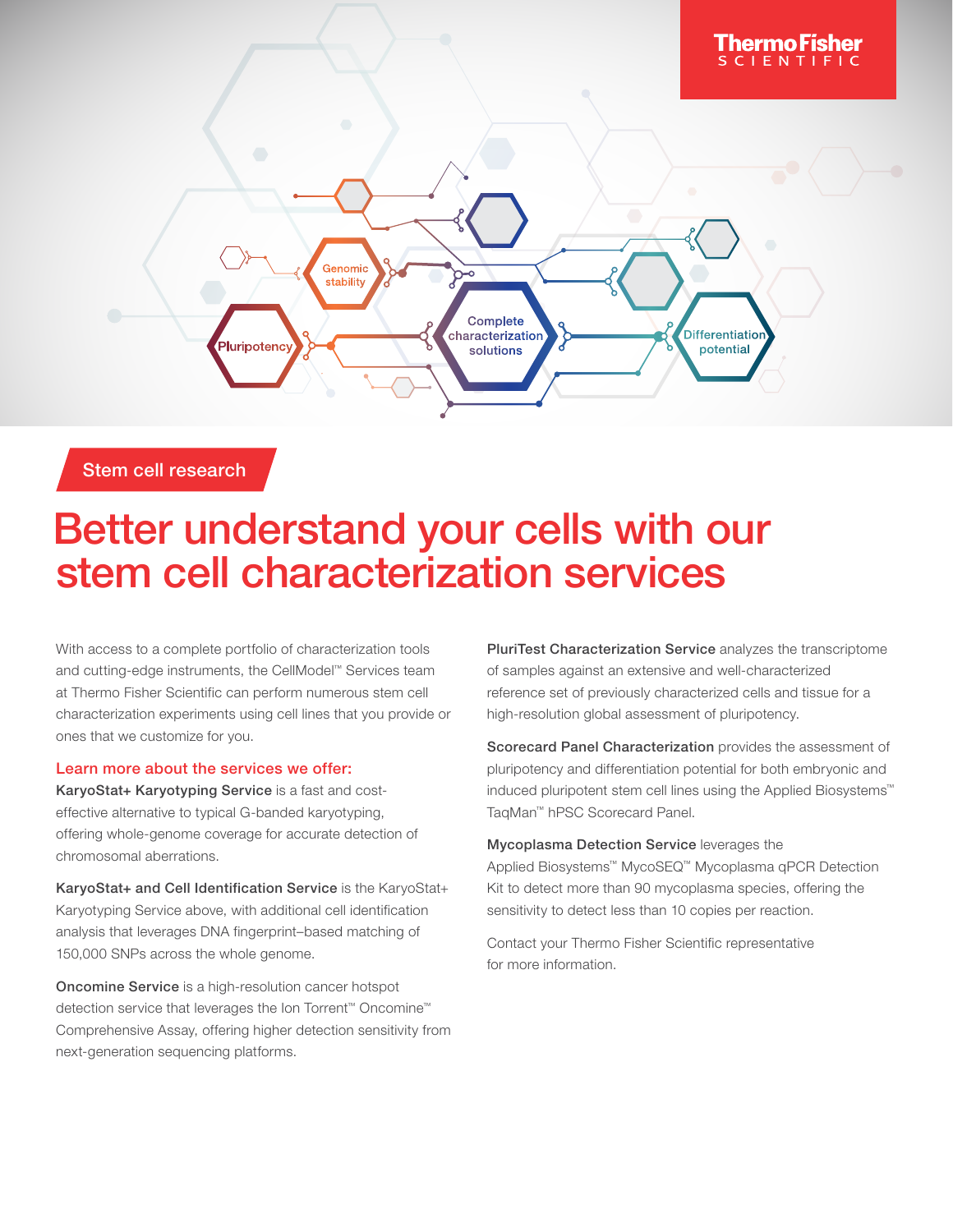Stem cell research

# Better understand your cells with our stem cell characterization services

With access to a complete portfolio of characterization tools and cutting-edge instruments, the CellModel™ Services team at Thermo Fisher Scientific can perform numerous stem cell characterization experiments using cell lines that you provide or ones that we customize for you.

## Learn more about the services we offer:

**KaryoStat+ Karyotyping Service** is a fast and cost-effective alternative to typical G-banded karyotyping, offering whole-genome coverage for accurate detection of chromosomal aberrations.

**KaryoStat+ and Cell Identification Service** is the KaryoStat+ Karyotyping Service above, with additional cell identification analysis that leverages DNA fingerprint–based matching of 150,000 SNPs across the whole genome.

**Oncomine Service** is a high-resolution cancer hotspot detection service that leverages the Ion Torrent™ Oncomine™ Comprehensive Assay, offering higher detection sensitivity from next-generation sequencing platforms.

**PluriTest Characterization Service** analyzes the transcriptome of samples against an extensive and well-characterized reference set of previously characterized cells and tissue for a high-resolution global assessment of pluripotency.

**Scorecard Panel Characterization** provides the assessment of pluripotency and differentiation potential for both embryonic and induced pluripotent stem cell lines using the Applied Biosystems™ TaqMan™ hPSC Scorecard Panel.

**Mycoplasma Detection Service** leverages the Applied Biosystems™ MycoSEQ™ Mycoplasma qPCR Detection Kit to detect more than 90 mycoplasma species, offering the sensitivity to detect less than 10 copies per reaction.

Contact your Thermo Fisher Scientific representative for more information.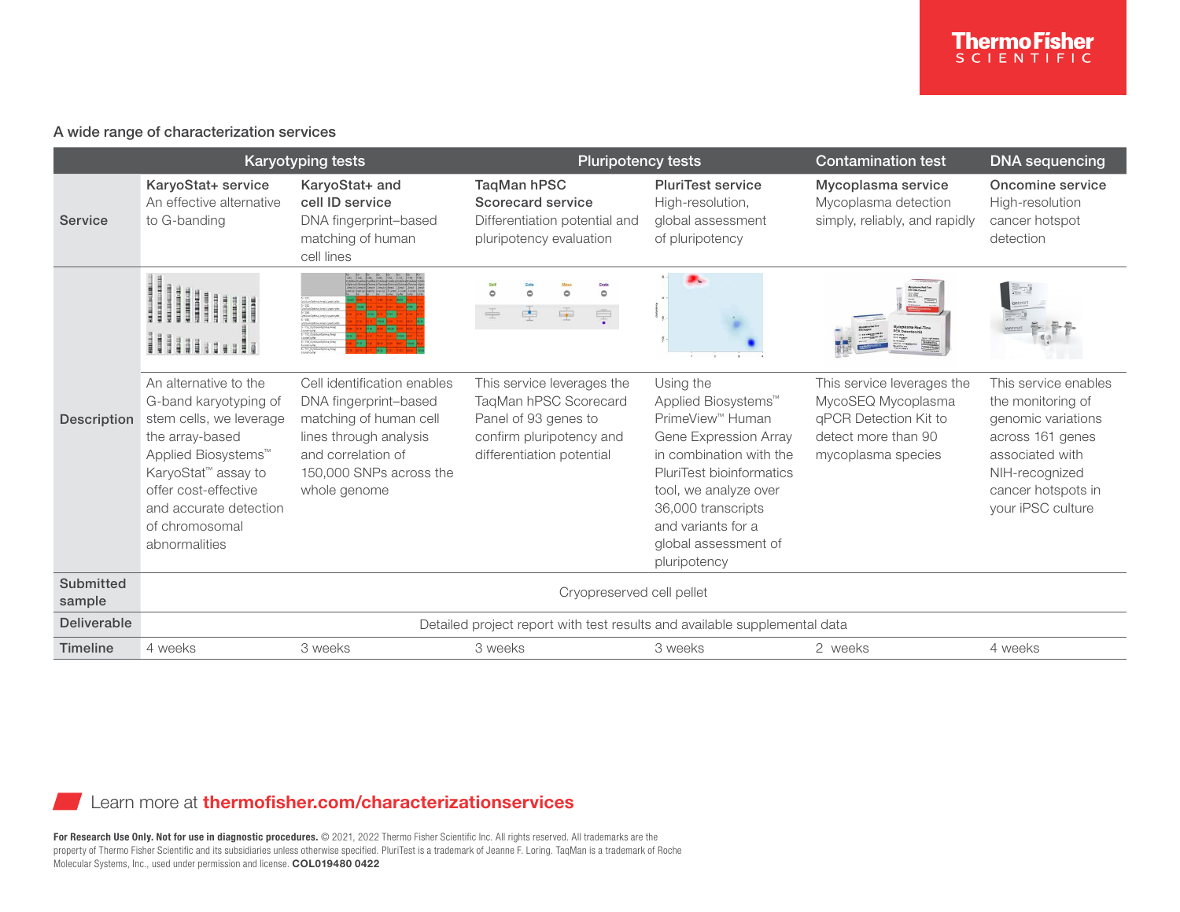A wide range of characterization services

| | Karyotyping tests | | Pluripotency tests | | Contamination test | DNA sequencing |
|---|---|---|---|---|---|---|
| **Service** | **KaryoStat+ service** An effective alternative to G-banding | **KaryoStat+ and cell ID service** DNA fingerprint–based matching of human cell lines | **TaqMan hPSC Scorecard service** Differentiation potential and pluripotency evaluation | **PluriTest service** High-resolution, global assessment of pluripotency | **Mycoplasma service** Mycoplasma detection simply, reliably, and rapidly | **Oncomine service** High-resolution cancer hotspot detection |
| **Description** | An alternative to the G-band karyotyping of stem cells, we leverage the array-based Applied Biosystems™ KaryoStat™ assay to offer cost-effective and accurate detection of chromosomal abnormalities | Cell identification enables DNA fingerprint–based matching of human cell lines through analysis and correlation of 150,000 SNPs across the whole genome | This service leverages the TaqMan hPSC Scorecard Panel of 93 genes to confirm pluripotency and differentiation potential | Using the Applied Biosystems™ PrimeView™ Human Gene Expression Array in combination with the PluriTest bioinformatics tool, we analyze over 36,000 transcripts and variants for a global assessment of pluripotency | This service leverages the MycoSEQ Mycoplasma qPCR Detection Kit to detect more than 90 mycoplasma species | This service enables the monitoring of genomic variations across 161 genes associated with NIH-recognized cancer hotspots in your iPSC culture |
| **Submitted sample** | Cryopreserved cell pellet | | | | | |
| **Deliverable** | Detailed project report with test results and available supplemental data | | | | | |
| **Timeline** | 4 weeks | 3 weeks | 3 weeks | 3 weeks | 2 weeks | 4 weeks |

Learn more at **thermofisher.com/characterizationservices**

**For Research Use Only. Not for use in diagnostic procedures.** © 2021, 2022 Thermo Fisher Scientific Inc. All rights reserved. All trademarks are the property of Thermo Fisher Scientific and its subsidiaries unless otherwise specified. PluriTest is a trademark of Jeanne F. Loring. TaqMan is a trademark of Roche Molecular Systems, Inc., used under permission and license. **COL019480 0422**